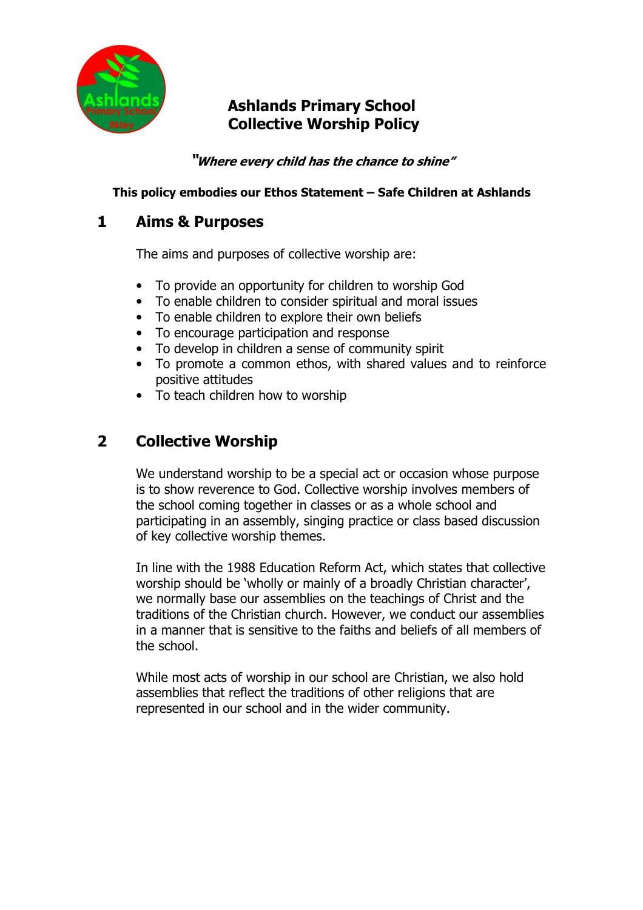# Ashlands Primary School
# Collective Worship Policy

***"Where every child has the chance to shine"***

**This policy embodies our Ethos Statement – Safe Children at Ashlands**

## 1 Aims & Purposes

The aims and purposes of collective worship are:

- To provide an opportunity for children to worship God
- To enable children to consider spiritual and moral issues
- To enable children to explore their own beliefs
- To encourage participation and response
- To develop in children a sense of community spirit
- To promote a common ethos, with shared values and to reinforce positive attitudes
- To teach children how to worship

## 2 Collective Worship

We understand worship to be a special act or occasion whose purpose is to show reverence to God. Collective worship involves members of the school coming together in classes or as a whole school and participating in an assembly, singing practice or class based discussion of key collective worship themes.

In line with the 1988 Education Reform Act, which states that collective worship should be 'wholly or mainly of a broadly Christian character', we normally base our assemblies on the teachings of Christ and the traditions of the Christian church. However, we conduct our assemblies in a manner that is sensitive to the faiths and beliefs of all members of the school.

While most acts of worship in our school are Christian, we also hold assemblies that reflect the traditions of other religions that are represented in our school and in the wider community.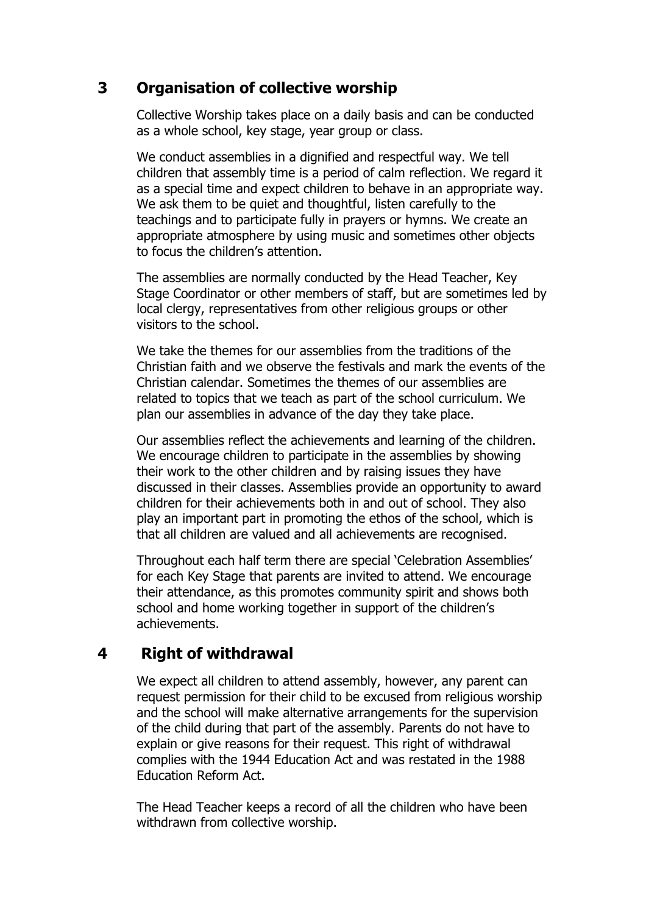## 3 Organisation of collective worship

Collective Worship takes place on a daily basis and can be conducted as a whole school, key stage, year group or class.

We conduct assemblies in a dignified and respectful way. We tell children that assembly time is a period of calm reflection. We regard it as a special time and expect children to behave in an appropriate way. We ask them to be quiet and thoughtful, listen carefully to the teachings and to participate fully in prayers or hymns. We create an appropriate atmosphere by using music and sometimes other objects to focus the children's attention.

The assemblies are normally conducted by the Head Teacher, Key Stage Coordinator or other members of staff, but are sometimes led by local clergy, representatives from other religious groups or other visitors to the school.

We take the themes for our assemblies from the traditions of the Christian faith and we observe the festivals and mark the events of the Christian calendar. Sometimes the themes of our assemblies are related to topics that we teach as part of the school curriculum. We plan our assemblies in advance of the day they take place.

Our assemblies reflect the achievements and learning of the children. We encourage children to participate in the assemblies by showing their work to the other children and by raising issues they have discussed in their classes. Assemblies provide an opportunity to award children for their achievements both in and out of school. They also play an important part in promoting the ethos of the school, which is that all children are valued and all achievements are recognised.

Throughout each half term there are special 'Celebration Assemblies' for each Key Stage that parents are invited to attend. We encourage their attendance, as this promotes community spirit and shows both school and home working together in support of the children's achievements.

## 4 Right of withdrawal

We expect all children to attend assembly, however, any parent can request permission for their child to be excused from religious worship and the school will make alternative arrangements for the supervision of the child during that part of the assembly. Parents do not have to explain or give reasons for their request. This right of withdrawal complies with the 1944 Education Act and was restated in the 1988 Education Reform Act.

The Head Teacher keeps a record of all the children who have been withdrawn from collective worship.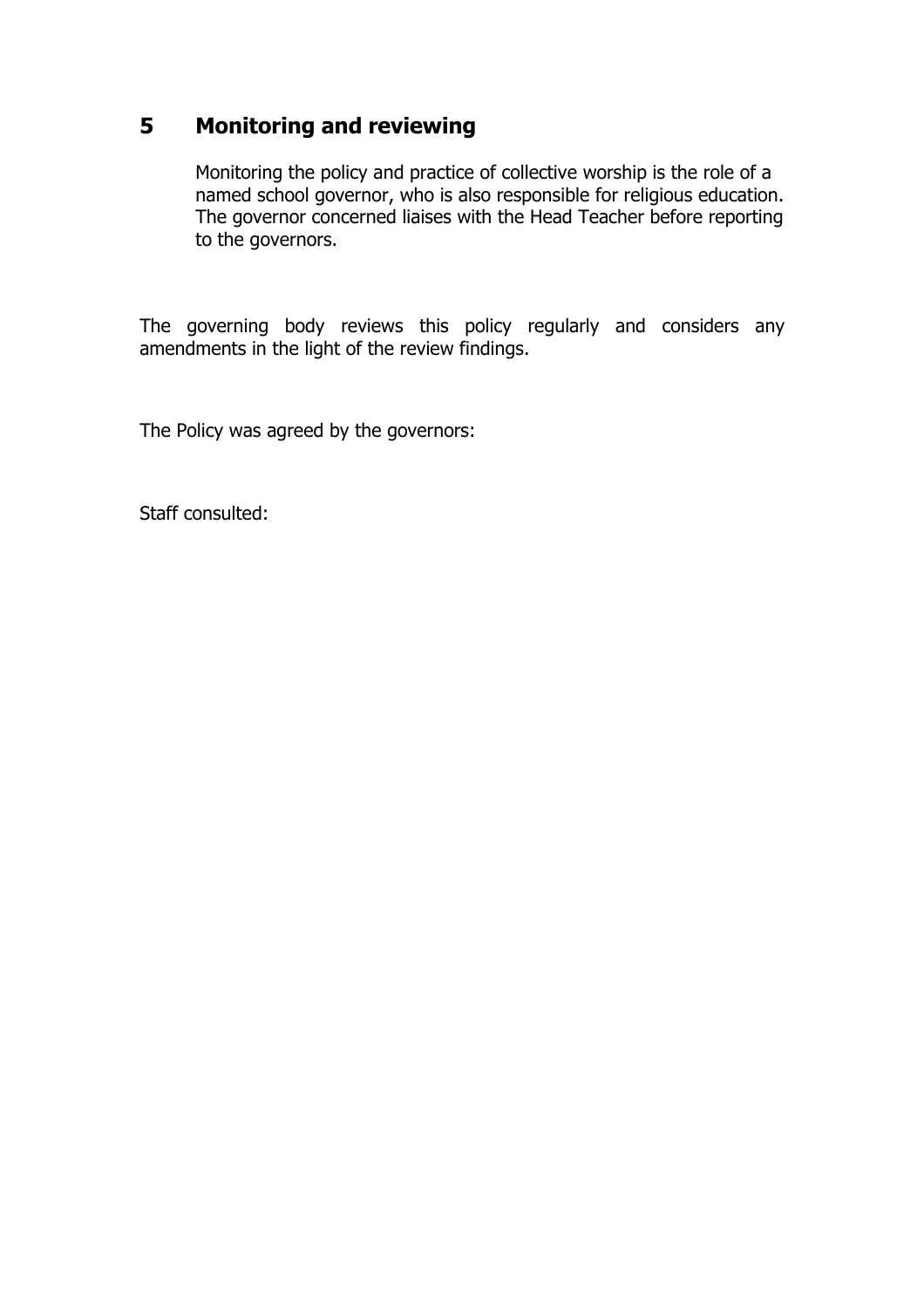## 5 Monitoring and reviewing

Monitoring the policy and practice of collective worship is the role of a named school governor, who is also responsible for religious education. The governor concerned liaises with the Head Teacher before reporting to the governors.

The governing body reviews this policy regularly and considers any amendments in the light of the review findings.

The Policy was agreed by the governors:

Staff consulted: